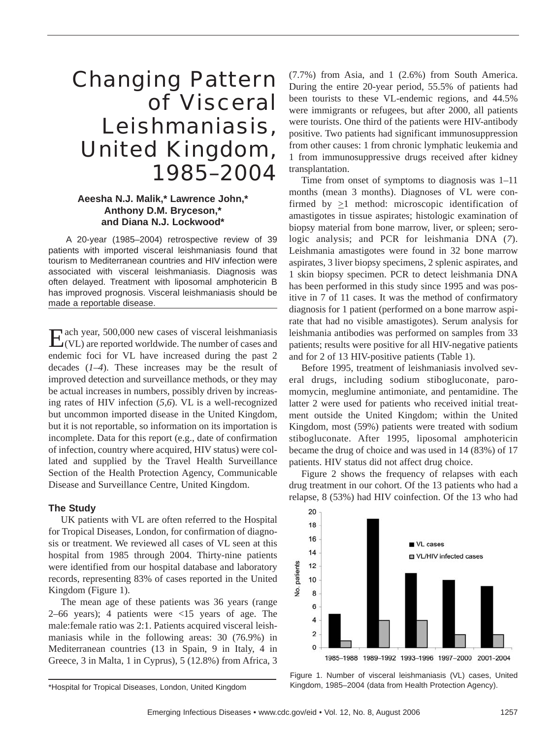# Changing Pattern of Visceral Leishmaniasis, United Kingdom, 1985–2004

**Aeesha N.J. Malik,\* Lawrence John,\* Anthony D.M. Bryceson,\* and Diana N.J. Lockwood\***

A 20-year (1985–2004) retrospective review of 39 patients with imported visceral leishmaniasis found that tourism to Mediterranean countries and HIV infection were associated with visceral leishmaniasis. Diagnosis was often delayed. Treatment with liposomal amphotericin B has improved prognosis. Visceral leishmaniasis should be made a reportable disease.

Each year, 500,000 new cases of visceral leishmaniasis (VL) are reported worldwide. The number of cases and endemic foci for VL have increased during the past 2 decades (*1–4*). These increases may be the result of improved detection and surveillance methods, or they may be actual increases in numbers, possibly driven by increasing rates of HIV infection (*5,6*). VL is a well-recognized but uncommon imported disease in the United Kingdom, but it is not reportable, so information on its importation is incomplete. Data for this report (e.g., date of confirmation of infection, country where acquired, HIV status) were collated and supplied by the Travel Health Surveillance Section of the Health Protection Agency, Communicable Disease and Surveillance Centre, United Kingdom.

## The Study

UK patients with VL are often referred to the Hospital for Tropical Diseases, London, for confirmation of diagnosis or treatment. We reviewed all cases of VL seen at this hospital from 1985 through 2004. Thirty-nine patients were identified from our hospital database and laboratory records, representing 83% of cases reported in the United Kingdom (Figure 1).

The mean age of these patients was 36 years (range 2–66 years); 4 patients were <15 years of age. The male:female ratio was 2:1. Patients acquired visceral leishmaniasis while in the following areas: 30 (76.9%) in Mediterranean countries (13 in Spain, 9 in Italy, 4 in Greece, 3 in Malta, 1 in Cyprus), 5 (12.8%) from Africa, 3 (7.7%) from Asia, and 1 (2.6%) from South America. During the entire 20-year period, 55.5% of patients had been tourists to these VL-endemic regions, and 44.5% were immigrants or refugees, but after 2000, all patients were tourists. One third of the patients were HIV-antibody positive. Two patients had significant immunosuppression from other causes: 1 from chronic lymphatic leukemia and 1 from immunosuppressive drugs received after kidney transplantation.

Time from onset of symptoms to diagnosis was 1–11 months (mean 3 months). Diagnoses of VL were confirmed by $\geq$1 method: microscopic identification of amastigotes in tissue aspirates; histologic examination of biopsy material from bone marrow, liver, or spleen; serologic analysis; and PCR for leishmania DNA (*7*). Leishmania amastigotes were found in 32 bone marrow aspirates, 3 liver biopsy specimens, 2 splenic aspirates, and 1 skin biopsy specimen. PCR to detect leishmania DNA has been performed in this study since 1995 and was positive in 7 of 11 cases. It was the method of confirmatory diagnosis for 1 patient (performed on a bone marrow aspirate that had no visible amastigotes). Serum analysis for leishmania antibodies was performed on samples from 33 patients; results were positive for all HIV-negative patients and for 2 of 13 HIV-positive patients (Table 1).

Before 1995, treatment of leishmaniasis involved several drugs, including sodium stibogluconate, paromomycin, meglumine antimoniate, and pentamidine. The latter 2 were used for patients who received initial treatment outside the United Kingdom; within the United Kingdom, most (59%) patients were treated with sodium stibogluconate. After 1995, liposomal amphotericin became the drug of choice and was used in 14 (83%) of 17 patients. HIV status did not affect drug choice.

Figure 2 shows the frequency of relapses with each drug treatment in our cohort. Of the 13 patients who had a relapse, 8 (53%) had HIV coinfection. Of the 13 who had

No. patients
20
18
16
14
12
10
8
6
4
2
0
VL cases
VL/HIV infected cases
1985–1988 1989–1992 1993–1996 1997–2000 2001–2004

Figure 1. Number of visceral leishmaniasis (VL) cases, United Kingdom, 1985–2004 (data from Health Protection Agency).

\*Hospital for Tropical Diseases, London, United Kingdom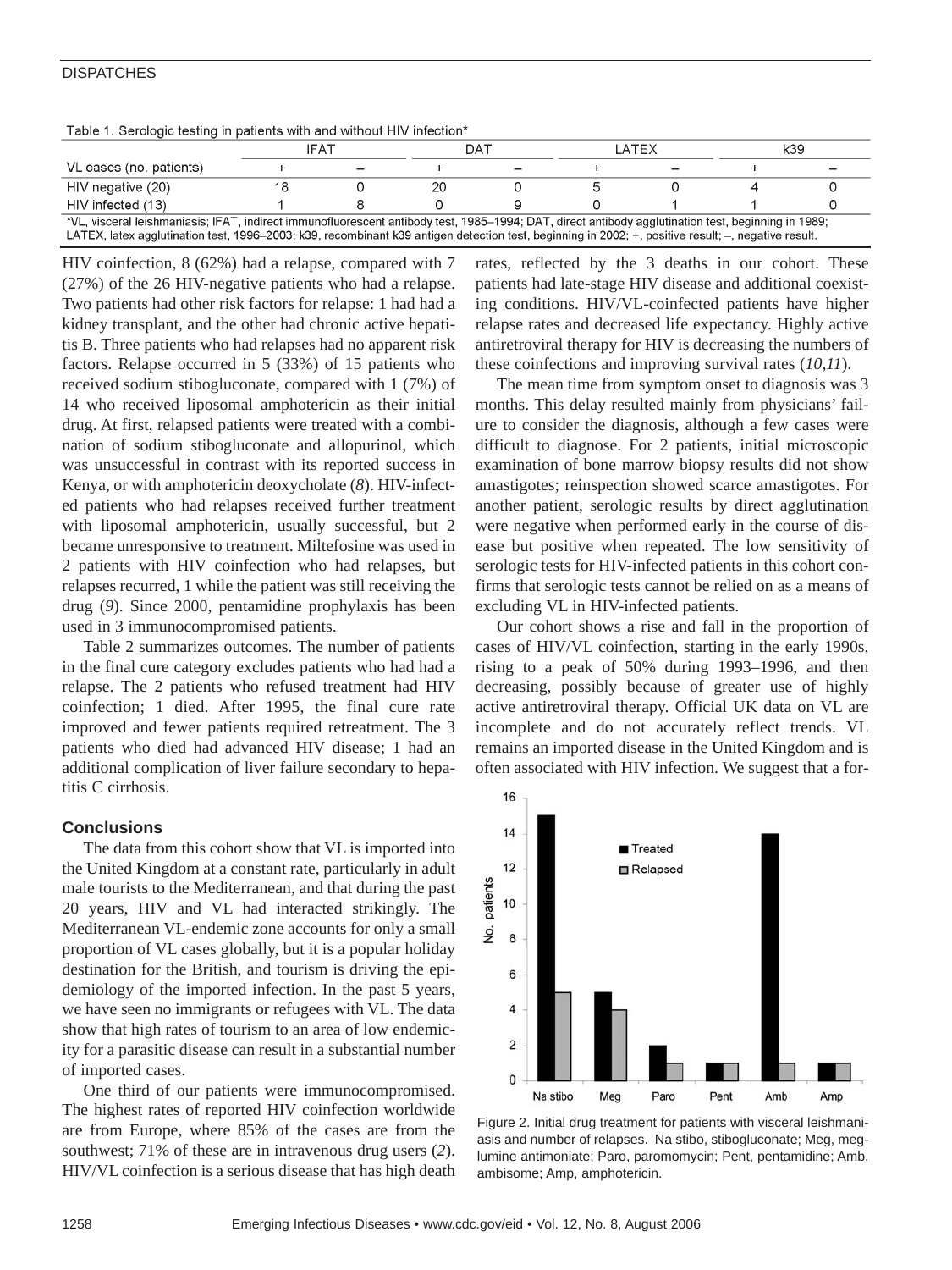Table 1. Serologic testing in patients with and without HIV infection*

| VL cases (no. patients) | IFAT | | DAT | | LATEX | | k39 | |
|---|---|---|---|---|---|---|---|---|
| | + | – | + | – | + | – | + | – |
| HIV negative (20) | 18 | 0 | 20 | 0 | 5 | 0 | 4 | 0 |
| HIV infected (13) | 1 | 8 | 0 | 9 | 0 | 1 | 1 | 0 |

*VL, visceral leishmaniasis; IFAT, indirect immunofluorescent antibody test, 1985–1994; DAT, direct antibody agglutination test, beginning in 1989; LATEX, latex agglutination test, 1996–2003; k39, recombinant k39 antigen detection test, beginning in 2002; +, positive result; –, negative result.

HIV coinfection, 8 (62%) had a relapse, compared with 7 (27%) of the 26 HIV-negative patients who had a relapse. Two patients had other risk factors for relapse: 1 had had a kidney transplant, and the other had chronic active hepatitis B. Three patients who had relapses had no apparent risk factors. Relapse occurred in 5 (33%) of 15 patients who received sodium stibogluconate, compared with 1 (7%) of 14 who received liposomal amphotericin as their initial drug. At first, relapsed patients were treated with a combination of sodium stibogluconate and allopurinol, which was unsuccessful in contrast with its reported success in Kenya, or with amphotericin deoxycholate (*8*). HIV-infected patients who had relapses received further treatment with liposomal amphotericin, usually successful, but 2 became unresponsive to treatment. Miltefosine was used in 2 patients with HIV coinfection who had relapses, but relapses recurred, 1 while the patient was still receiving the drug (*9*). Since 2000, pentamidine prophylaxis has been used in 3 immunocompromised patients.

Table 2 summarizes outcomes. The number of patients in the final cure category excludes patients who had had a relapse. The 2 patients who refused treatment had HIV coinfection; 1 died. After 1995, the final cure rate improved and fewer patients required retreatment. The 3 patients who died had advanced HIV disease; 1 had an additional complication of liver failure secondary to hepatitis C cirrhosis.

## Conclusions

The data from this cohort show that VL is imported into the United Kingdom at a constant rate, particularly in adult male tourists to the Mediterranean, and that during the past 20 years, HIV and VL had interacted strikingly. The Mediterranean VL-endemic zone accounts for only a small proportion of VL cases globally, but it is a popular holiday destination for the British, and tourism is driving the epidemiology of the imported infection. In the past 5 years, we have seen no immigrants or refugees with VL. The data show that high rates of tourism to an area of low endemicity for a parasitic disease can result in a substantial number of imported cases.

One third of our patients were immunocompromised. The highest rates of reported HIV coinfection worldwide are from Europe, where 85% of the cases are from the southwest; 71% of these are in intravenous drug users (*2*). HIV/VL coinfection is a serious disease that has high death rates, reflected by the 3 deaths in our cohort. These patients had late-stage HIV disease and additional coexisting conditions. HIV/VL-coinfected patients have higher relapse rates and decreased life expectancy. Highly active antiretroviral therapy for HIV is decreasing the numbers of these coinfections and improving survival rates (*10,11*).

The mean time from symptom onset to diagnosis was 3 months. This delay resulted mainly from physicians' failure to consider the diagnosis, although a few cases were difficult to diagnose. For 2 patients, initial microscopic examination of bone marrow biopsy results did not show amastigotes; reinspection showed scarce amastigotes. For another patient, serologic results by direct agglutination were negative when performed early in the course of disease but positive when repeated. The low sensitivity of serologic tests for HIV-infected patients in this cohort confirms that serologic tests cannot be relied on as a means of excluding VL in HIV-infected patients.

Our cohort shows a rise and fall in the proportion of cases of HIV/VL coinfection, starting in the early 1990s, rising to a peak of 50% during 1993–1996, and then decreasing, possibly because of greater use of highly active antiretroviral therapy. Official UK data on VL are incomplete and do not accurately reflect trends. VL remains an imported disease in the United Kingdom and is often associated with HIV infection. We suggest that a for-

Figure 2. Initial drug treatment for patients with visceral leishmaniasis and number of relapses. Na stibo, stibogluconate; Meg, meglumine antimoniate; Paro, paromomycin; Pent, pentamidine; Amb, ambisome; Amp, amphotericin.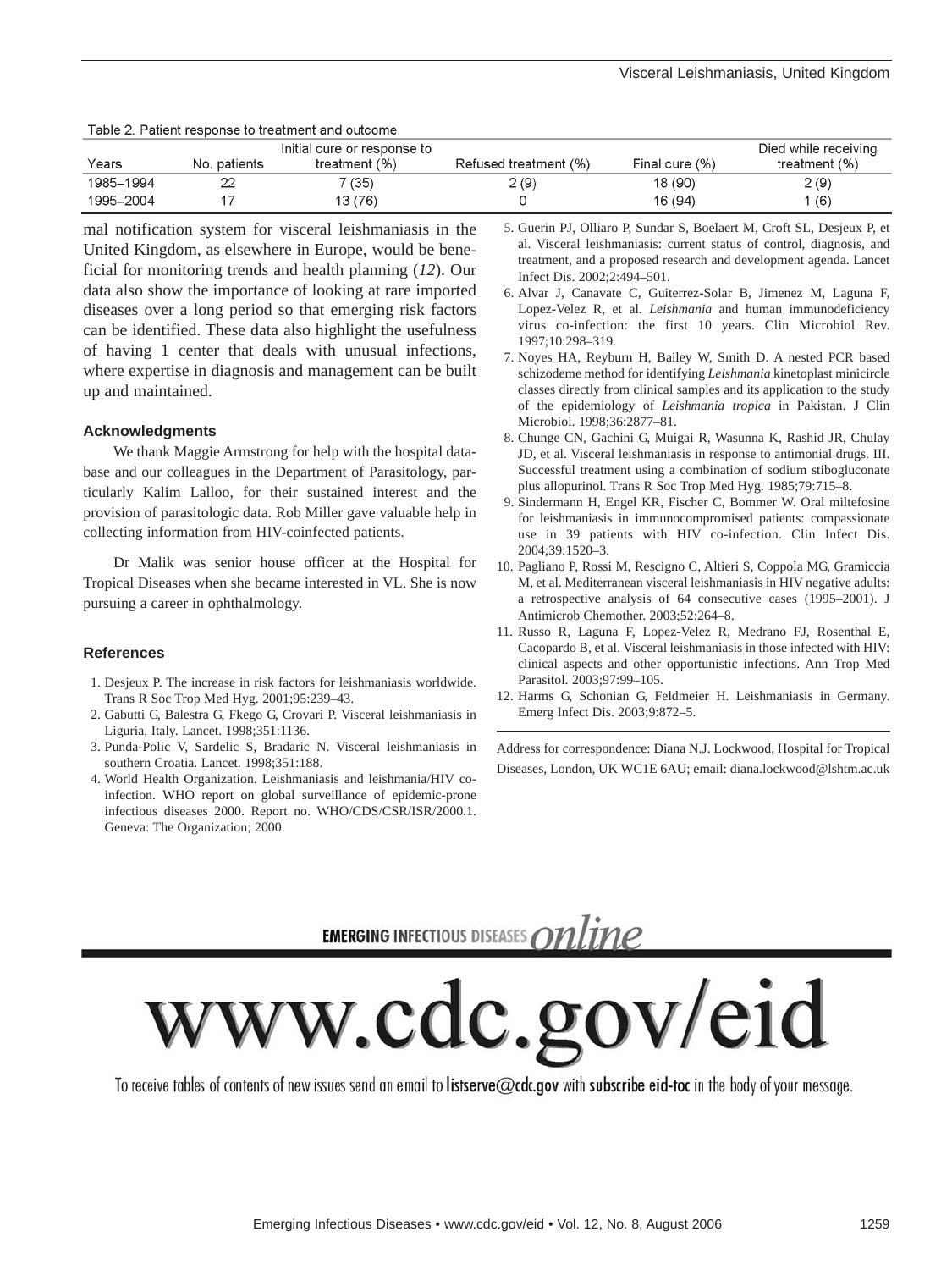Table 2. Patient response to treatment and outcome

| Years | No. patients | Initial cure or response to treatment (%) | Refused treatment (%) | Final cure (%) | Died while receiving treatment (%) |
|---|---|---|---|---|---|
| 1985–1994 | 22 | 7 (35) | 2 (9) | 18 (90) | 2 (9) |
| 1995–2004 | 17 | 13 (76) | 0 | 16 (94) | 1 (6) |

mal notification system for visceral leishmaniasis in the United Kingdom, as elsewhere in Europe, would be beneficial for monitoring trends and health planning (*12*). Our data also show the importance of looking at rare imported diseases over a long period so that emerging risk factors can be identified. These data also highlight the usefulness of having 1 center that deals with unusual infections, where expertise in diagnosis and management can be built up and maintained.

#### Acknowledgments

We thank Maggie Armstrong for help with the hospital database and our colleagues in the Department of Parasitology, particularly Kalim Lalloo, for their sustained interest and the provision of parasitologic data. Rob Miller gave valuable help in collecting information from HIV-coinfected patients.

Dr Malik was senior house officer at the Hospital for Tropical Diseases when she became interested in VL. She is now pursuing a career in ophthalmology.

#### References

1. Desjeux P. The increase in risk factors for leishmaniasis worldwide. Trans R Soc Trop Med Hyg. 2001;95:239–43.
2. Gabutti G, Balestra G, Fkego G, Crovari P. Visceral leishmaniasis in Liguria, Italy. Lancet. 1998;351:1136.
3. Punda-Polic V, Sardelic S, Bradaric N. Visceral leishmaniasis in southern Croatia. Lancet. 1998;351:188.
4. World Health Organization. Leishmaniasis and leishmania/HIV co-infection. WHO report on global surveillance of epidemic-prone infectious diseases 2000. Report no. WHO/CDS/CSR/ISR/2000.1. Geneva: The Organization; 2000.
5. Guerin PJ, Olliaro P, Sundar S, Boelaert M, Croft SL, Desjeux P, et al. Visceral leishmaniasis: current status of control, diagnosis, and treatment, and a proposed research and development agenda. Lancet Infect Dis. 2002;2:494–501.
6. Alvar J, Canavate C, Guiterrez-Solar B, Jimenez M, Laguna F, Lopez-Velez R, et al. *Leishmania* and human immunodeficiency virus co-infection: the first 10 years. Clin Microbiol Rev. 1997;10:298–319.
7. Noyes HA, Reyburn H, Bailey W, Smith D. A nested PCR based schizodeme method for identifying *Leishmania* kinetoplast minicircle classes directly from clinical samples and its application to the study of the epidemiology of *Leishmania tropica* in Pakistan. J Clin Microbiol. 1998;36:2877–81.
8. Chunge CN, Gachini G, Muigai R, Wasunna K, Rashid JR, Chulay JD, et al. Visceral leishmaniasis in response to antimonial drugs. III. Successful treatment using a combination of sodium stibogluconate plus allopurinol. Trans R Soc Trop Med Hyg. 1985;79:715–8.
9. Sindermann H, Engel KR, Fischer C, Bommer W. Oral miltefosine for leishmaniasis in immunocompromised patients: compassionate use in 39 patients with HIV co-infection. Clin Infect Dis. 2004;39:1520–3.
10. Pagliano P, Rossi M, Rescigno C, Altieri S, Coppola MG, Gramiccia M, et al. Mediterranean visceral leishmaniasis in HIV negative adults: a retrospective analysis of 64 consecutive cases (1995–2001). J Antimicrob Chemother. 2003;52:264–8.
11. Russo R, Laguna F, Lopez-Velez R, Medrano FJ, Rosenthal E, Cacopardo B, et al. Visceral leishmaniasis in those infected with HIV: clinical aspects and other opportunistic infections. Ann Trop Med Parasitol. 2003;97:99–105.
12. Harms G, Schonian G, Feldmeier H. Leishmaniasis in Germany. Emerg Infect Dis. 2003;9:872–5.

Address for correspondence: Diana N.J. Lockwood, Hospital for Tropical Diseases, London, UK WC1E 6AU; email: diana.lockwood@lshtm.ac.uk

EMERGING INFECTIOUS DISEASES *online*

www.cdc.gov/eid

To receive tables of contents of new issues send an email to **listserve@cdc.gov** with **subscribe eid-toc** in the body of your message.